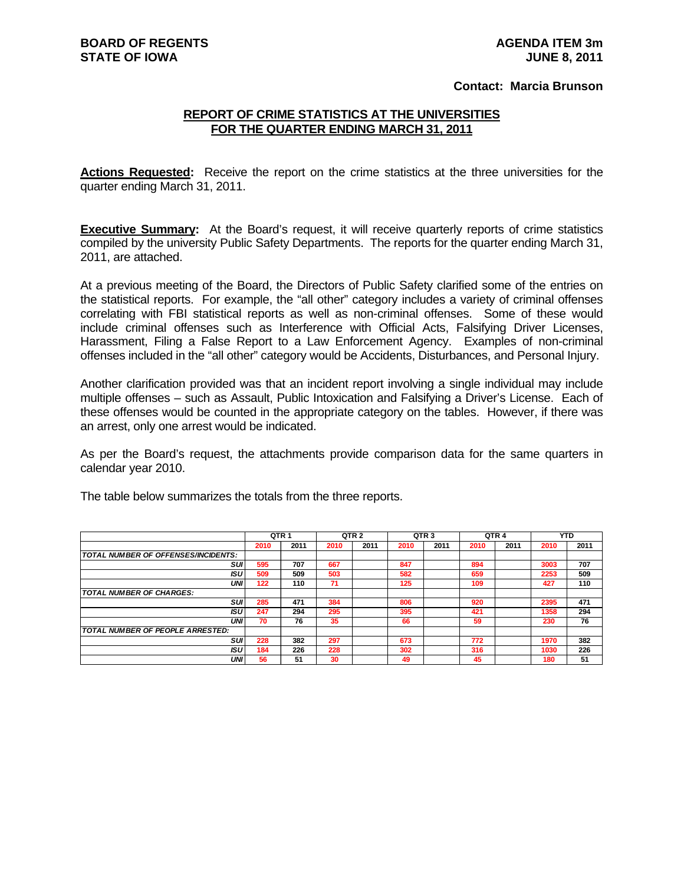**BOARD OF REGENTS**
**STATE OF IOWA**

**AGENDA ITEM 3m**
**JUNE 8, 2011**

**Contact: Marcia Brunson**

## REPORT OF CRIME STATISTICS AT THE UNIVERSITIES FOR THE QUARTER ENDING MARCH 31, 2011

**Actions Requested:** Receive the report on the crime statistics at the three universities for the quarter ending March 31, 2011.

**Executive Summary:** At the Board's request, it will receive quarterly reports of crime statistics compiled by the university Public Safety Departments. The reports for the quarter ending March 31, 2011, are attached.

At a previous meeting of the Board, the Directors of Public Safety clarified some of the entries on the statistical reports. For example, the "all other" category includes a variety of criminal offenses correlating with FBI statistical reports as well as non-criminal offenses. Some of these would include criminal offenses such as Interference with Official Acts, Falsifying Driver Licenses, Harassment, Filing a False Report to a Law Enforcement Agency. Examples of non-criminal offenses included in the "all other" category would be Accidents, Disturbances, and Personal Injury.

Another clarification provided was that an incident report involving a single individual may include multiple offenses – such as Assault, Public Intoxication and Falsifying a Driver's License. Each of these offenses would be counted in the appropriate category on the tables. However, if there was an arrest, only one arrest would be indicated.

As per the Board's request, the attachments provide comparison data for the same quarters in calendar year 2010.

The table below summarizes the totals from the three reports.

| | QTR 1 | | QTR 2 | | QTR 3 | | QTR 4 | | YTD | |
|---|---|---|---|---|---|---|---|---|---|---|
| | 2010 | 2011 | 2010 | 2011 | 2010 | 2011 | 2010 | 2011 | 2010 | 2011 |
| ***TOTAL NUMBER OF OFFENSES/INCIDENTS:*** | | | | | | | | | | |
| ***SUI*** | 595 | 707 | 667 | | 847 | | 894 | | 3003 | 707 |
| ***ISU*** | 509 | 509 | 503 | | 582 | | 659 | | 2253 | 509 |
| ***UNI*** | 122 | 110 | 71 | | 125 | | 109 | | 427 | 110 |
| ***TOTAL NUMBER OF CHARGES:*** | | | | | | | | | | |
| ***SUI*** | 285 | 471 | 384 | | 806 | | 920 | | 2395 | 471 |
| ***ISU*** | 247 | 294 | 295 | | 395 | | 421 | | 1358 | 294 |
| ***UNI*** | 70 | 76 | 35 | | 66 | | 59 | | 230 | 76 |
| ***TOTAL NUMBER OF PEOPLE ARRESTED:*** | | | | | | | | | | |
| ***SUI*** | 228 | 382 | 297 | | 673 | | 772 | | 1970 | 382 |
| ***ISU*** | 184 | 226 | 228 | | 302 | | 316 | | 1030 | 226 |
| ***UNI*** | 56 | 51 | 30 | | 49 | | 45 | | 180 | 51 |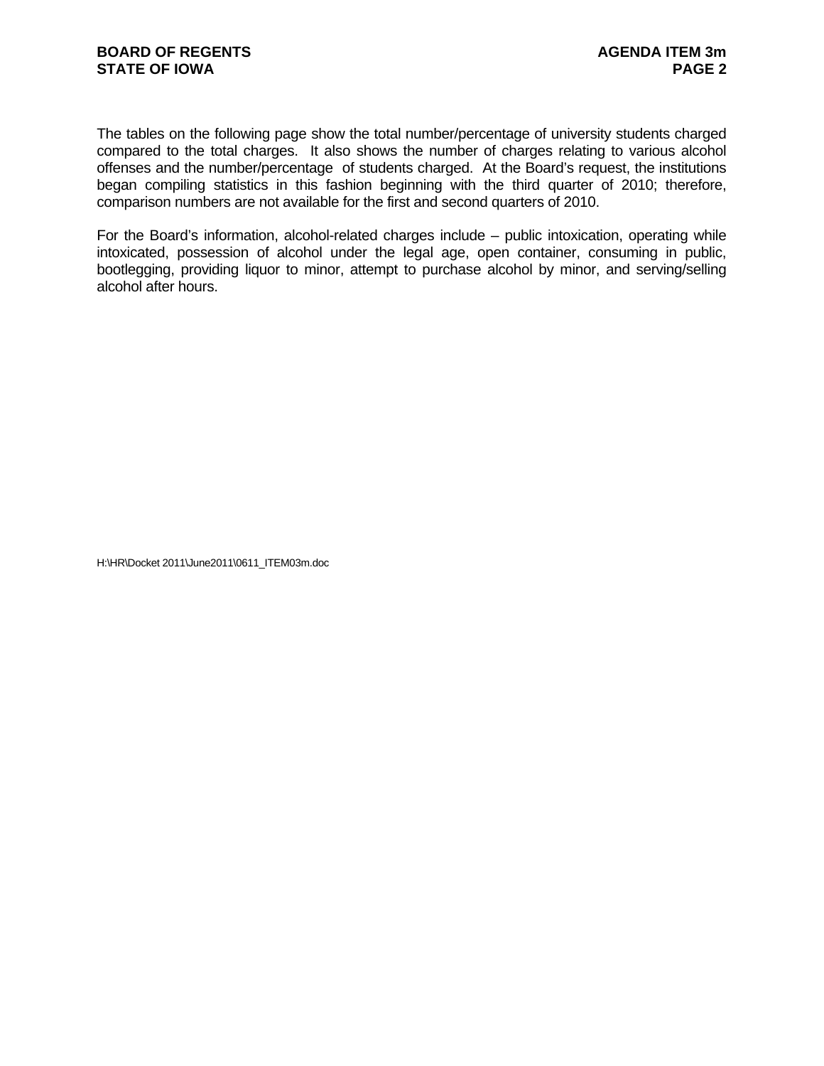The tables on the following page show the total number/percentage of university students charged compared to the total charges. It also shows the number of charges relating to various alcohol offenses and the number/percentage of students charged. At the Board's request, the institutions began compiling statistics in this fashion beginning with the third quarter of 2010; therefore, comparison numbers are not available for the first and second quarters of 2010.

For the Board's information, alcohol-related charges include – public intoxication, operating while intoxicated, possession of alcohol under the legal age, open container, consuming in public, bootlegging, providing liquor to minor, attempt to purchase alcohol by minor, and serving/selling alcohol after hours.

H:\HR\Docket 2011\June2011\0611_ITEM03m.doc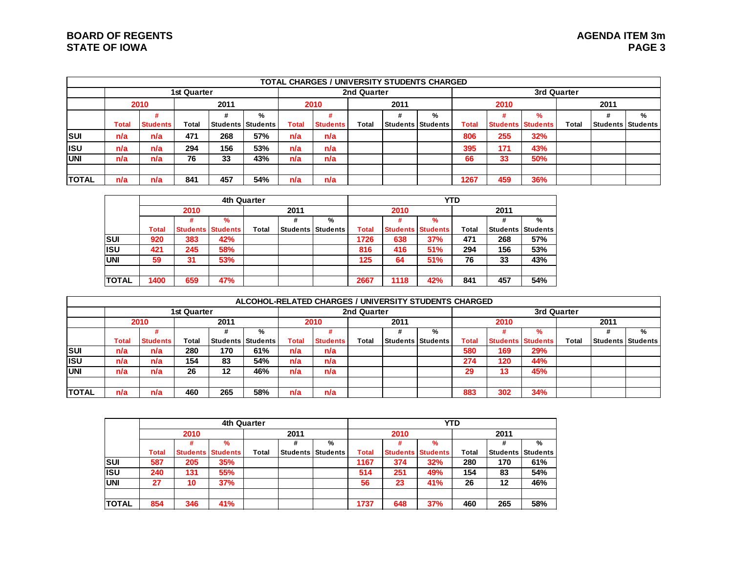BOARD OF REGENTS
STATE OF IOWA

AGENDA ITEM 3m

| TOTAL CHARGES / UNIVERSITY STUDENTS CHARGED | | | | | | | | | | | | | | | | | | |
|---|---|---|---|---|---|---|---|---|---|---|---|---|---|---|---|---|---|---|
| | 1st Quarter | | | | | 2nd Quarter | | | | | 3rd Quarter | | | | | | |
| | 2010 | | 2011 | | | 2010 | | 2011 | | | 2010 | | | 2011 | | |
| | Total | # Students | Total | # Students | % Students | Total | # Students | Total | # Students | % Students | Total | # Students | % Students | Total | # Students | % Students |
| SUI | n/a | n/a | 471 | 268 | 57% | n/a | n/a | | | | 806 | 255 | 32% | | | |
| ISU | n/a | n/a | 294 | 156 | 53% | n/a | n/a | | | | 395 | 171 | 43% | | | |
| UNI | n/a | n/a | 76 | 33 | 43% | n/a | n/a | | | | 66 | 33 | 50% | | | |
| | | | | | | | | | | | | | | | | |
| TOTAL | n/a | n/a | 841 | 457 | 54% | n/a | n/a | | | | 1267 | 459 | 36% | | | |

| | 4th Quarter | | | | | | YTD | | | | | |
|---|---|---|---|---|---|---|---|---|---|---|---|---|
| | 2010 | | | 2011 | | | 2010 | | | 2011 | | |
| | Total | # Students | % Students | Total | # Students | % Students | Total | # Students | % Students | Total | # Students | % Students |
| SUI | 920 | 383 | 42% | | | | 1726 | 638 | 37% | 471 | 268 | 57% |
| ISU | 421 | 245 | 58% | | | | 816 | 416 | 51% | 294 | 156 | 53% |
| UNI | 59 | 31 | 53% | | | | 125 | 64 | 51% | 76 | 33 | 43% |
| | | | | | | | | | | | | |
| TOTAL | 1400 | 659 | 47% | | | | 2667 | 1118 | 42% | 841 | 457 | 54% |

| ALCOHOL-RELATED CHARGES / UNIVERSITY STUDENTS CHARGED | | | | | | | | | | | | | | | | |
|---|---|---|---|---|---|---|---|---|---|---|---|---|---|---|---|---|
| | 1st Quarter | | | | | 2nd Quarter | | | | | 3rd Quarter | | | | | |
| | 2010 | | 2011 | | | 2010 | | 2011 | | | 2010 | | | 2011 | | |
| | Total | # Students | Total | # Students | % Students | Total | # Students | Total | # Students | % Students | Total | # Students | % Students | Total | # Students | % Students |
| SUI | n/a | n/a | 280 | 170 | 61% | n/a | n/a | | | | 580 | 169 | 29% | | | |
| ISU | n/a | n/a | 154 | 83 | 54% | n/a | n/a | | | | 274 | 120 | 44% | | | |
| UNI | n/a | n/a | 26 | 12 | 46% | n/a | n/a | | | | 29 | 13 | 45% | | | |
| | | | | | | | | | | | | | | | | |
| TOTAL | n/a | n/a | 460 | 265 | 58% | n/a | n/a | | | | 883 | 302 | 34% | | | |

| | 4th Quarter | | | | | | YTD | | | | | |
|---|---|---|---|---|---|---|---|---|---|---|---|---|
| | 2010 | | | 2011 | | | 2010 | | | 2011 | | |
| | Total | # Students | % Students | Total | # Students | % Students | Total | # Students | % Students | Total | # Students | % Students |
| SUI | 587 | 205 | 35% | | | | 1167 | 374 | 32% | 280 | 170 | 61% |
| ISU | 240 | 131 | 55% | | | | 514 | 251 | 49% | 154 | 83 | 54% |
| UNI | 27 | 10 | 37% | | | | 56 | 23 | 41% | 26 | 12 | 46% |
| | | | | | | | | | | | | |
| TOTAL | 854 | 346 | 41% | | | | 1737 | 648 | 37% | 460 | 265 | 58% |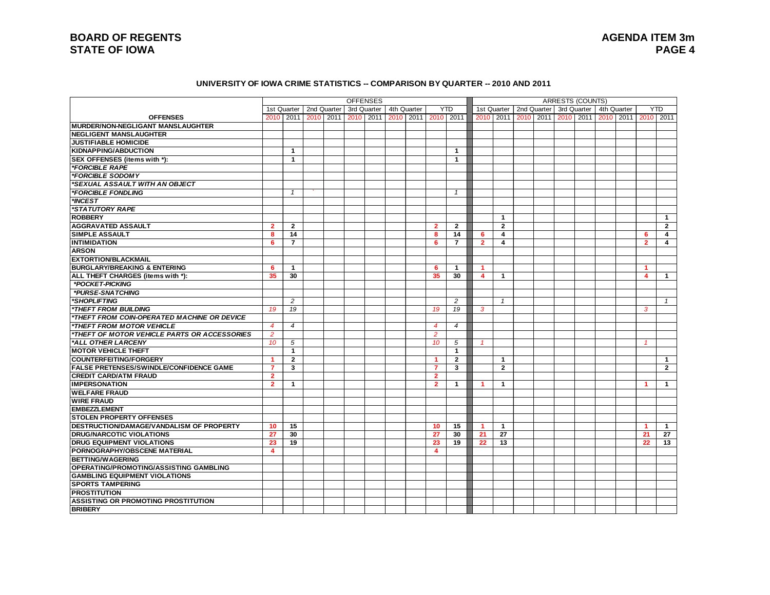**BOARD OF REGENTS**
**STATE OF IOWA**

**AGENDA ITEM 3m**
**PAGE 4**

### UNIVERSITY OF IOWA CRIME STATISTICS -- COMPARISON BY QUARTER -- 2010 AND 2011

| | OFFENSES | | | | | | | | | | ARRESTS (COUNTS) | | | | | | | | | |
|---|---|---|---|---|---|---|---|---|---|---|---|---|---|---|---|---|---|---|---|---|
| | 1st Quarter | | 2nd Quarter | | 3rd Quarter | | 4th Quarter | | YTD | | 1st Quarter | | 2nd Quarter | | 3rd Quarter | | 4th Quarter | | YTD | |
| **OFFENSES** | 2010 | 2011 | 2010 | 2011 | 2010 | 2011 | 2010 | 2011 | 2010 | 2011 | 2010 | 2011 | 2010 | 2011 | 2010 | 2011 | 2010 | 2011 | 2010 | 2011 |
| **MURDER/NON-NEGLIGANT MANSLAUGHTER** | | | | | | | | | | | | | | | | | | | | |
| **NEGLIGENT MANSLAUGHTER** | | | | | | | | | | | | | | | | | | | | |
| **JUSTIFIABLE HOMICIDE** | | | | | | | | | | | | | | | | | | | | |
| **KIDNAPPING/ABDUCTION** | | 1 | | | | | | | | 1 | | | | | | | | | | |
| **SEX OFFENSES (items with *):** | | 1 | | | | | | | | 1 | | | | | | | | | | |
| ***FORCIBLE RAPE*** | | | | | | | | | | | | | | | | | | | | |
| ***FORCIBLE SODOMY*** | | | | | | | | | | | | | | | | | | | | |
| ***SEXUAL ASSAULT WITH AN OBJECT*** | | | | | | | | | | | | | | | | | | | | |
| ***FORCIBLE FONDLING*** | | 1 | ` | | | | | | | 1 | | | | | | | | | | |
| ***INCEST*** | | | | | | | | | | | | | | | | | | | | |
| ***STATUTORY RAPE*** | | | | | | | | | | | | | | | | | | | | |
| **ROBBERY** | | | | | | | | | | | | 1 | | | | | | | | 1 |
| **AGGRAVATED ASSAULT** | 2 | 2 | | | | | | | 2 | 2 | | 2 | | | | | | | | 2 |
| **SIMPLE ASSAULT** | 8 | 14 | | | | | | | 8 | 14 | 6 | 4 | | | | | | | 6 | 4 |
| **INTIMIDATION** | 6 | 7 | | | | | | | 6 | 7 | 2 | 4 | | | | | | | 2 | 4 |
| **ARSON** | | | | | | | | | | | | | | | | | | | | |
| **EXTORTION/BLACKMAIL** | | | | | | | | | | | | | | | | | | | | |
| **BURGLARY/BREAKING & ENTERING** | 6 | 1 | | | | | | | 6 | 1 | 1 | | | | | | | | 1 | |
| **ALL THEFT CHARGES (items with *):** | 35 | 30 | | | | | | | 35 | 30 | 4 | 1 | | | | | | | 4 | 1 |
| ***POCKET-PICKING*** | | | | | | | | | | | | | | | | | | | | |
| ***PURSE-SNATCHING*** | | | | | | | | | | | | | | | | | | | | |
| ***SHOPLIFTING*** | | 2 | | | | | | | | 2 | | 1 | | | | | | | | 1 |
| ***THEFT FROM BUILDING*** | 19 | 19 | | | | | | | 19 | 19 | 3 | | | | | | | | 3 | |
| ***THEFT FROM COIN-OPERATED MACHINE OR DEVICE*** | | | | | | | | | | | | | | | | | | | | |
| ***THEFT FROM MOTOR VEHICLE*** | 4 | 4 | | | | | | | 4 | 4 | | | | | | | | | | |
| ***THEFT OF MOTOR VEHICLE PARTS OR ACCESSORIES*** | 2 | | | | | | | | 2 | | | | | | | | | | | |
| ***ALL OTHER LARCENY*** | 10 | 5 | | | | | | | 10 | 5 | 1 | | | | | | | | 1 | |
| **MOTOR VEHICLE THEFT** | | 1 | | | | | | | | 1 | | | | | | | | | | |
| **COUNTERFEITING/FORGERY** | 1 | 2 | | | | | | | 1 | 2 | | 1 | | | | | | | | 1 |
| **FALSE PRETENSES/SWINDLE/CONFIDENCE GAME** | 7 | 3 | | | | | | | 7 | 3 | | 2 | | | | | | | | 2 |
| **CREDIT CARD/ATM FRAUD** | 2 | | | | | | | | 2 | | | | | | | | | | | |
| **IMPERSONATION** | 2 | 1 | | | | | | | 2 | 1 | 1 | 1 | | | | | | | 1 | 1 |
| **WELFARE FRAUD** | | | | | | | | | | | | | | | | | | | | |
| **WIRE FRAUD** | | | | | | | | | | | | | | | | | | | | |
| **EMBEZZLEMENT** | | | | | | | | | | | | | | | | | | | | |
| **STOLEN PROPERTY OFFENSES** | | | | | | | | | | | | | | | | | | | | |
| **DESTRUCTION/DAMAGE/VANDALISM OF PROPERTY** | 10 | 15 | | | | | | | 10 | 15 | 1 | 1 | | | | | | | 1 | 1 |
| **DRUG/NARCOTIC VIOLATIONS** | 27 | 30 | | | | | | | 27 | 30 | 21 | 27 | | | | | | | 21 | 27 |
| **DRUG EQUIPMENT VIOLATIONS** | 23 | 19 | | | | | | | 23 | 19 | 22 | 13 | | | | | | | 22 | 13 |
| **PORNOGRAPHY/OBSCENE MATERIAL** | 4 | | | | | | | | 4 | | | | | | | | | | | |
| **BETTING/WAGERING** | | | | | | | | | | | | | | | | | | | | |
| **OPERATING/PROMOTING/ASSISTING GAMBLING** | | | | | | | | | | | | | | | | | | | | |
| **GAMBLING EQUIPMENT VIOLATIONS** | | | | | | | | | | | | | | | | | | | | |
| **SPORTS TAMPERING** | | | | | | | | | | | | | | | | | | | | |
| **PROSTITUTION** | | | | | | | | | | | | | | | | | | | | |
| **ASSISTING OR PROMOTING PROSTITUTION** | | | | | | | | | | | | | | | | | | | | |
| **BRIBERY** | | | | | | | | | | | | | | | | | | | | |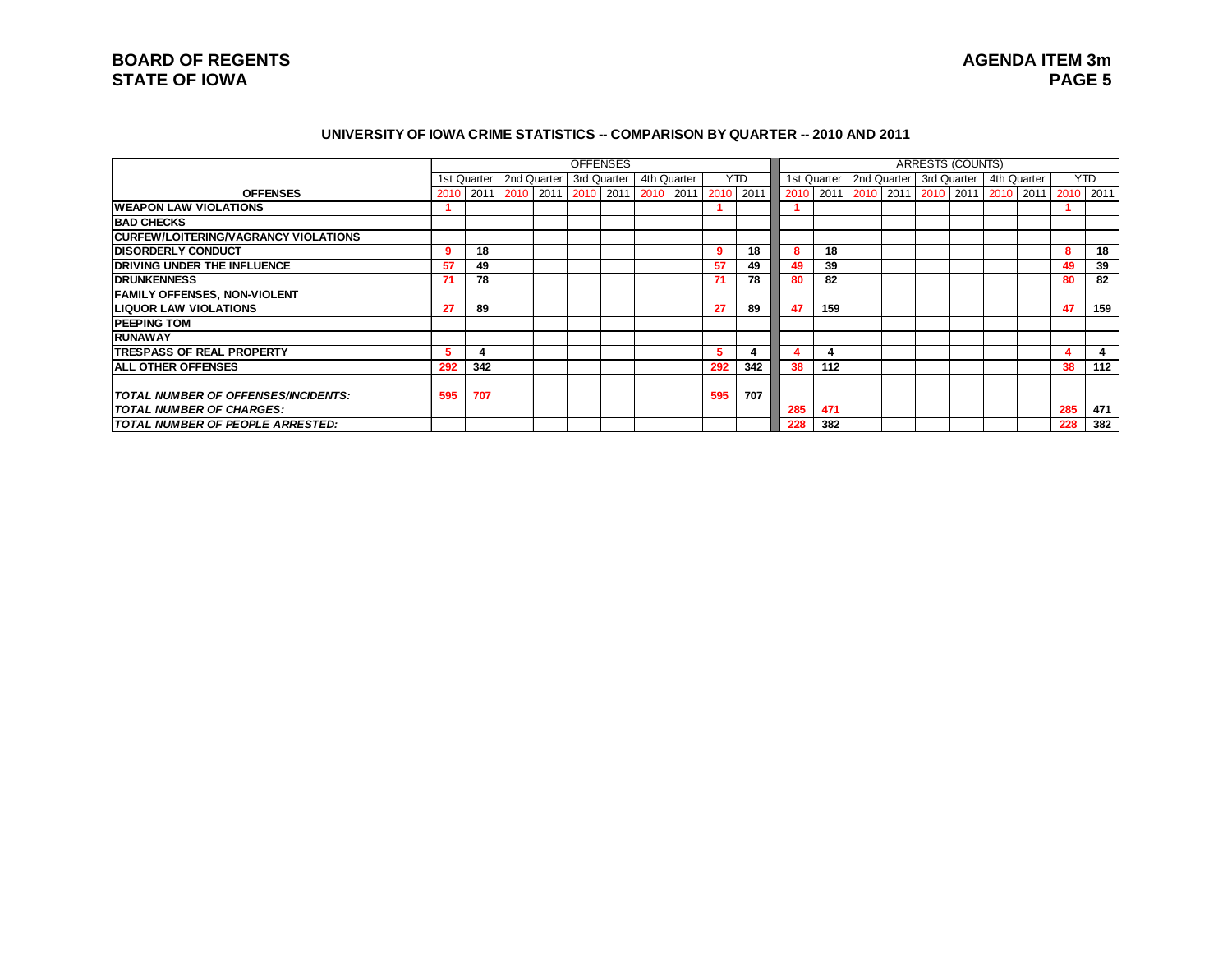BOARD OF REGENTS
STATE OF IOWA

AGENDA ITEM 3m

## UNIVERSITY OF IOWA CRIME STATISTICS -- COMPARISON BY QUARTER -- 2010 AND 2011

| | OFFENSES | | | | | | | | | | ARRESTS (COUNTS) | | | | | | | | | |
|---|---|---|---|---|---|---|---|---|---|---|---|---|---|---|---|---|---|---|---|---|
| | 1st Quarter | | 2nd Quarter | | 3rd Quarter | | 4th Quarter | | YTD | | 1st Quarter | | 2nd Quarter | | 3rd Quarter | | 4th Quarter | | YTD | |
| **OFFENSES** | 2010 | 2011 | 2010 | 2011 | 2010 | 2011 | 2010 | 2011 | 2010 | 2011 | 2010 | 2011 | 2010 | 2011 | 2010 | 2011 | 2010 | 2011 | 2010 | 2011 |
| **WEAPON LAW VIOLATIONS** | 1 | | | | | | | | 1 | | 1 | | | | | | | | 1 | |
| **BAD CHECKS** | | | | | | | | | | | | | | | | | | | | |
| **CURFEW/LOITERING/VAGRANCY VIOLATIONS** | | | | | | | | | | | | | | | | | | | | |
| **DISORDERLY CONDUCT** | 9 | 18 | | | | | | | 9 | 18 | 8 | 18 | | | | | | | 8 | 18 |
| **DRIVING UNDER THE INFLUENCE** | 57 | 49 | | | | | | | 57 | 49 | 49 | 39 | | | | | | | 49 | 39 |
| **DRUNKENNESS** | 71 | 78 | | | | | | | 71 | 78 | 80 | 82 | | | | | | | 80 | 82 |
| **FAMILY OFFENSES, NON-VIOLENT** | | | | | | | | | | | | | | | | | | | | |
| **LIQUOR LAW VIOLATIONS** | 27 | 89 | | | | | | | 27 | 89 | 47 | 159 | | | | | | | 47 | 159 |
| **PEEPING TOM** | | | | | | | | | | | | | | | | | | | | |
| **RUNAWAY** | | | | | | | | | | | | | | | | | | | | |
| **TRESPASS OF REAL PROPERTY** | 5 | 4 | | | | | | | 5 | 4 | 4 | 4 | | | | | | | 4 | 4 |
| **ALL OTHER OFFENSES** | 292 | 342 | | | | | | | 292 | 342 | 38 | 112 | | | | | | | 38 | 112 |
| | | | | | | | | | | | | | | | | | | | | |
| ***TOTAL NUMBER OF OFFENSES/INCIDENTS:*** | 595 | 707 | | | | | | | 595 | 707 | | | | | | | | | | |
| ***TOTAL NUMBER OF CHARGES:*** | | | | | | | | | | | 285 | 471 | | | | | | | 285 | 471 |
| ***TOTAL NUMBER OF PEOPLE ARRESTED:*** | | | | | | | | | | | 228 | 382 | | | | | | | 228 | 382 |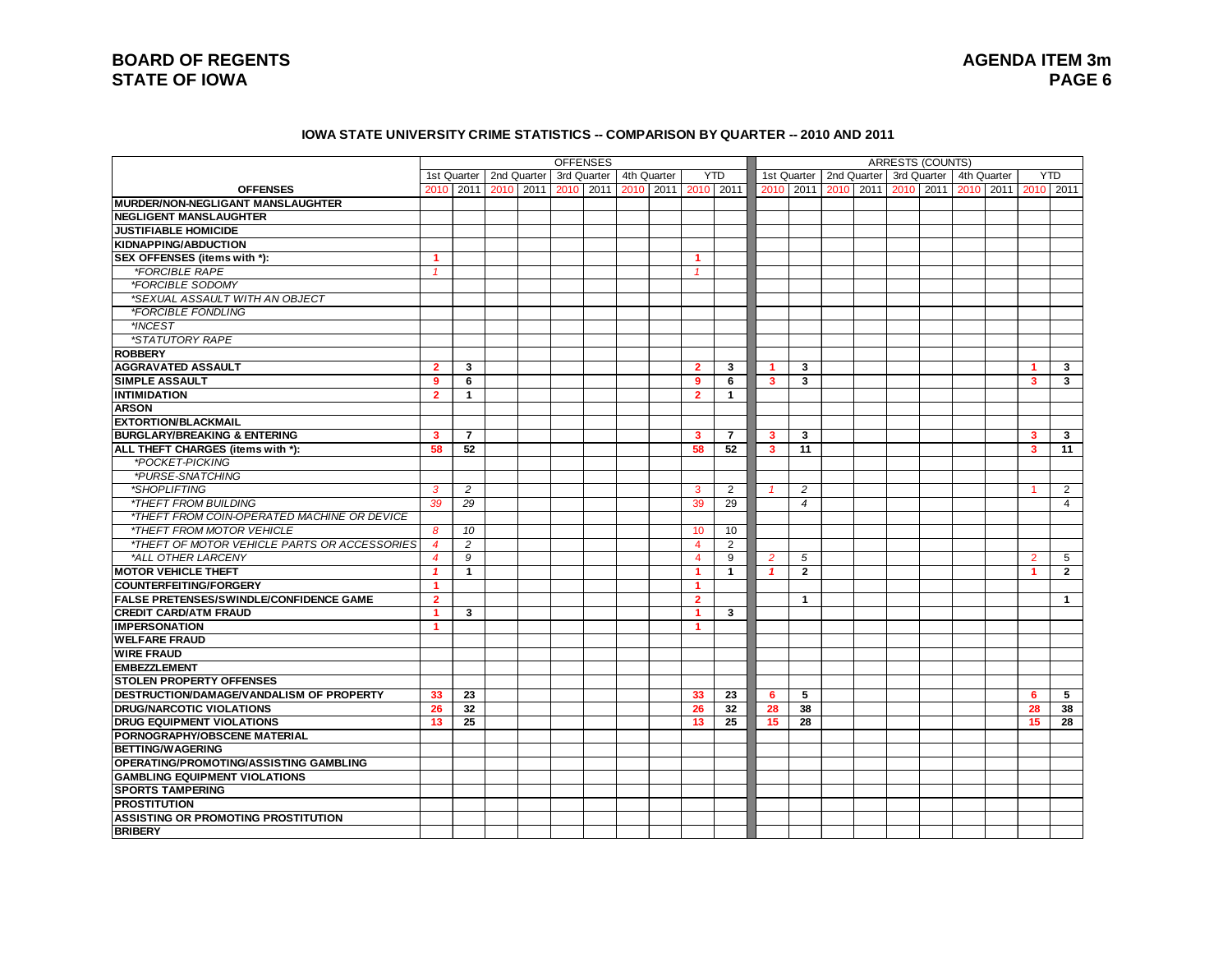**BOARD OF REGENTS**
**STATE OF IOWA**

**AGENDA ITEM 3m**
**PAGE 6**

**IOWA STATE UNIVERSITY CRIME STATISTICS -- COMPARISON BY QUARTER -- 2010 AND 2011**

| | OFFENSES | | | | | | | | | | ARRESTS (COUNTS) | | | | | | | | | |
|---|---|---|---|---|---|---|---|---|---|---|---|---|---|---|---|---|---|---|---|---|
| | 1st Quarter | | 2nd Quarter | | 3rd Quarter | | 4th Quarter | | YTD | | 1st Quarter | | 2nd Quarter | | 3rd Quarter | | 4th Quarter | | YTD | |
| **OFFENSES** | 2010 | 2011 | 2010 | 2011 | 2010 | 2011 | 2010 | 2011 | 2010 | 2011 | 2010 | 2011 | 2010 | 2011 | 2010 | 2011 | 2010 | 2011 | 2010 | 2011 |
| **MURDER/NON-NEGLIGANT MANSLAUGHTER** | | | | | | | | | | | | | | | | | | | | |
| **NEGLIGENT MANSLAUGHTER** | | | | | | | | | | | | | | | | | | | | |
| **JUSTIFIABLE HOMICIDE** | | | | | | | | | | | | | | | | | | | | |
| **KIDNAPPING/ABDUCTION** | | | | | | | | | | | | | | | | | | | | |
| **SEX OFFENSES (items with *):** | 1 | | | | | | | | 1 | | | | | | | | | | | |
| *\*FORCIBLE RAPE* | 1 | | | | | | | | 1 | | | | | | | | | | | |
| *\*FORCIBLE SODOMY* | | | | | | | | | | | | | | | | | | | | |
| *\*SEXUAL ASSAULT WITH AN OBJECT* | | | | | | | | | | | | | | | | | | | | |
| *\*FORCIBLE FONDLING* | | | | | | | | | | | | | | | | | | | | |
| *\*INCEST* | | | | | | | | | | | | | | | | | | | | |
| *\*STATUTORY RAPE* | | | | | | | | | | | | | | | | | | | | |
| **ROBBERY** | | | | | | | | | | | | | | | | | | | | |
| **AGGRAVATED ASSAULT** | 2 | 3 | | | | | | | 2 | 3 | 1 | 3 | | | | | | | 1 | 3 |
| **SIMPLE ASSAULT** | 9 | 6 | | | | | | | 9 | 6 | 3 | 3 | | | | | | | 3 | 3 |
| **INTIMIDATION** | 2 | 1 | | | | | | | 2 | 1 | | | | | | | | | | |
| **ARSON** | | | | | | | | | | | | | | | | | | | | |
| **EXTORTION/BLACKMAIL** | | | | | | | | | | | | | | | | | | | | |
| **BURGLARY/BREAKING & ENTERING** | 3 | 7 | | | | | | | 3 | 7 | 3 | 3 | | | | | | | 3 | 3 |
| **ALL THEFT CHARGES (items with *):** | 58 | 52 | | | | | | | 58 | 52 | 3 | 11 | | | | | | | 3 | 11 |
| *\*POCKET-PICKING* | | | | | | | | | | | | | | | | | | | | |
| *\*PURSE-SNATCHING* | | | | | | | | | | | | | | | | | | | | |
| *\*SHOPLIFTING* | 3 | 2 | | | | | | | 3 | 2 | 1 | 2 | | | | | | | 1 | 2 |
| *\*THEFT FROM BUILDING* | 39 | 29 | | | | | | | 39 | 29 | | 4 | | | | | | | | 4 |
| *\*THEFT FROM COIN-OPERATED MACHINE OR DEVICE* | | | | | | | | | | | | | | | | | | | | |
| *\*THEFT FROM MOTOR VEHICLE* | 8 | 10 | | | | | | | 10 | 10 | | | | | | | | | | |
| *\*THEFT OF MOTOR VEHICLE PARTS OR ACCESSORIES* | 4 | 2 | | | | | | | 4 | 2 | | | | | | | | | | |
| *\*ALL OTHER LARCENY* | 4 | 9 | | | | | | | 4 | 9 | 2 | 5 | | | | | | | 2 | 5 |
| **MOTOR VEHICLE THEFT** | 1 | 1 | | | | | | | 1 | 1 | 1 | 2 | | | | | | | 1 | 2 |
| **COUNTERFEITING/FORGERY** | 1 | | | | | | | | 1 | | | | | | | | | | | |
| **FALSE PRETENSES/SWINDLE/CONFIDENCE GAME** | 2 | | | | | | | | 2 | | | 1 | | | | | | | | 1 |
| **CREDIT CARD/ATM FRAUD** | 1 | 3 | | | | | | | 1 | 3 | | | | | | | | | | |
| **IMPERSONATION** | 1 | | | | | | | | 1 | | | | | | | | | | | |
| **WELFARE FRAUD** | | | | | | | | | | | | | | | | | | | | |
| **WIRE FRAUD** | | | | | | | | | | | | | | | | | | | | |
| **EMBEZZLEMENT** | | | | | | | | | | | | | | | | | | | | |
| **STOLEN PROPERTY OFFENSES** | | | | | | | | | | | | | | | | | | | | |
| **DESTRUCTION/DAMAGE/VANDALISM OF PROPERTY** | 33 | 23 | | | | | | | 33 | 23 | 6 | 5 | | | | | | | 6 | 5 |
| **DRUG/NARCOTIC VIOLATIONS** | 26 | 32 | | | | | | | 26 | 32 | 28 | 38 | | | | | | | 28 | 38 |
| **DRUG EQUIPMENT VIOLATIONS** | 13 | 25 | | | | | | | 13 | 25 | 15 | 28 | | | | | | | 15 | 28 |
| **PORNOGRAPHY/OBSCENE MATERIAL** | | | | | | | | | | | | | | | | | | | | |
| **BETTING/WAGERING** | | | | | | | | | | | | | | | | | | | | |
| **OPERATING/PROMOTING/ASSISTING GAMBLING** | | | | | | | | | | | | | | | | | | | | |
| **GAMBLING EQUIPMENT VIOLATIONS** | | | | | | | | | | | | | | | | | | | | |
| **SPORTS TAMPERING** | | | | | | | | | | | | | | | | | | | | |
| **PROSTITUTION** | | | | | | | | | | | | | | | | | | | | |
| **ASSISTING OR PROMOTING PROSTITUTION** | | | | | | | | | | | | | | | | | | | | |
| **BRIBERY** | | | | | | | | | | | | | | | | | | | | |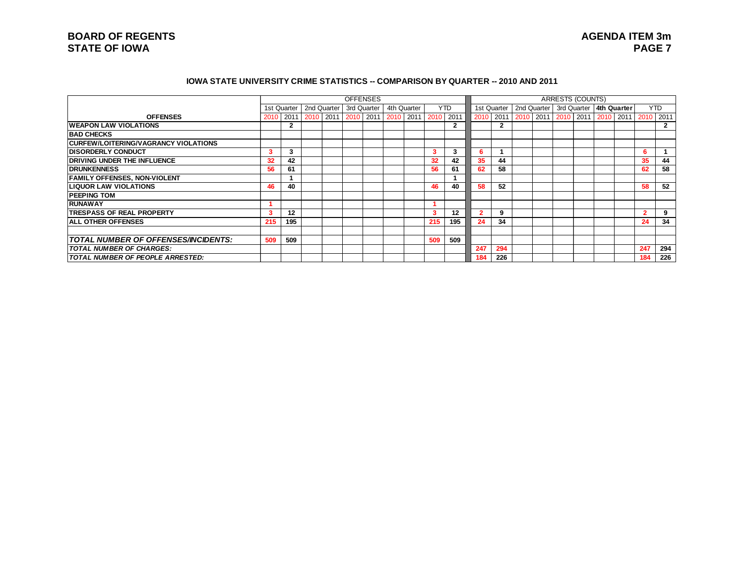### IOWA STATE UNIVERSITY CRIME STATISTICS -- COMPARISON BY QUARTER -- 2010 AND 2011

| | OFFENSES | | | | | | | | | | ARRESTS (COUNTS) | | | | | | | | | |
|---|---|---|---|---|---|---|---|---|---|---|---|---|---|---|---|---|---|---|---|---|
| | 1st Quarter | | 2nd Quarter | | 3rd Quarter | | 4th Quarter | | YTD | | 1st Quarter | | 2nd Quarter | | 3rd Quarter | | 4th Quarter | | YTD | |
| **OFFENSES** | 2010 | 2011 | 2010 | 2011 | 2010 | 2011 | 2010 | 2011 | 2010 | 2011 | 2010 | 2011 | 2010 | 2011 | 2010 | 2011 | 2010 | 2011 | 2010 | 2011 |
| **WEAPON LAW VIOLATIONS** | | 2 | | | | | | | | 2 | | 2 | | | | | | | | 2 |
| **BAD CHECKS** | | | | | | | | | | | | | | | | | | | | |
| **CURFEW/LOITERING/VAGRANCY VIOLATIONS** | | | | | | | | | | | | | | | | | | | | |
| **DISORDERLY CONDUCT** | 3 | 3 | | | | | | | 3 | 3 | 6 | 1 | | | | | | | 6 | 1 |
| **DRIVING UNDER THE INFLUENCE** | 32 | 42 | | | | | | | 32 | 42 | 35 | 44 | | | | | | | 35 | 44 |
| **DRUNKENNESS** | 56 | 61 | | | | | | | 56 | 61 | 62 | 58 | | | | | | | 62 | 58 |
| **FAMILY OFFENSES, NON-VIOLENT** | | 1 | | | | | | | | 1 | | | | | | | | | | |
| **LIQUOR LAW VIOLATIONS** | 46 | 40 | | | | | | | 46 | 40 | 58 | 52 | | | | | | | 58 | 52 |
| **PEEPING TOM** | | | | | | | | | | | | | | | | | | | | |
| **RUNAWAY** | 1 | | | | | | | | 1 | | | | | | | | | | | |
| **TRESPASS OF REAL PROPERTY** | 3 | 12 | | | | | | | 3 | 12 | 2 | 9 | | | | | | | 2 | 9 |
| **ALL OTHER OFFENSES** | 215 | 195 | | | | | | | 215 | 195 | 24 | 34 | | | | | | | 24 | 34 |
| | | | | | | | | | | | | | | | | | | | | |
| ***TOTAL NUMBER OF OFFENSES/INCIDENTS:*** | 509 | 509 | | | | | | | 509 | 509 | | | | | | | | | | |
| ***TOTAL NUMBER OF CHARGES:*** | | | | | | | | | | | 247 | 294 | | | | | | | 247 | 294 |
| ***TOTAL NUMBER OF PEOPLE ARRESTED:*** | | | | | | | | | | | 184 | 226 | | | | | | | 184 | 226 |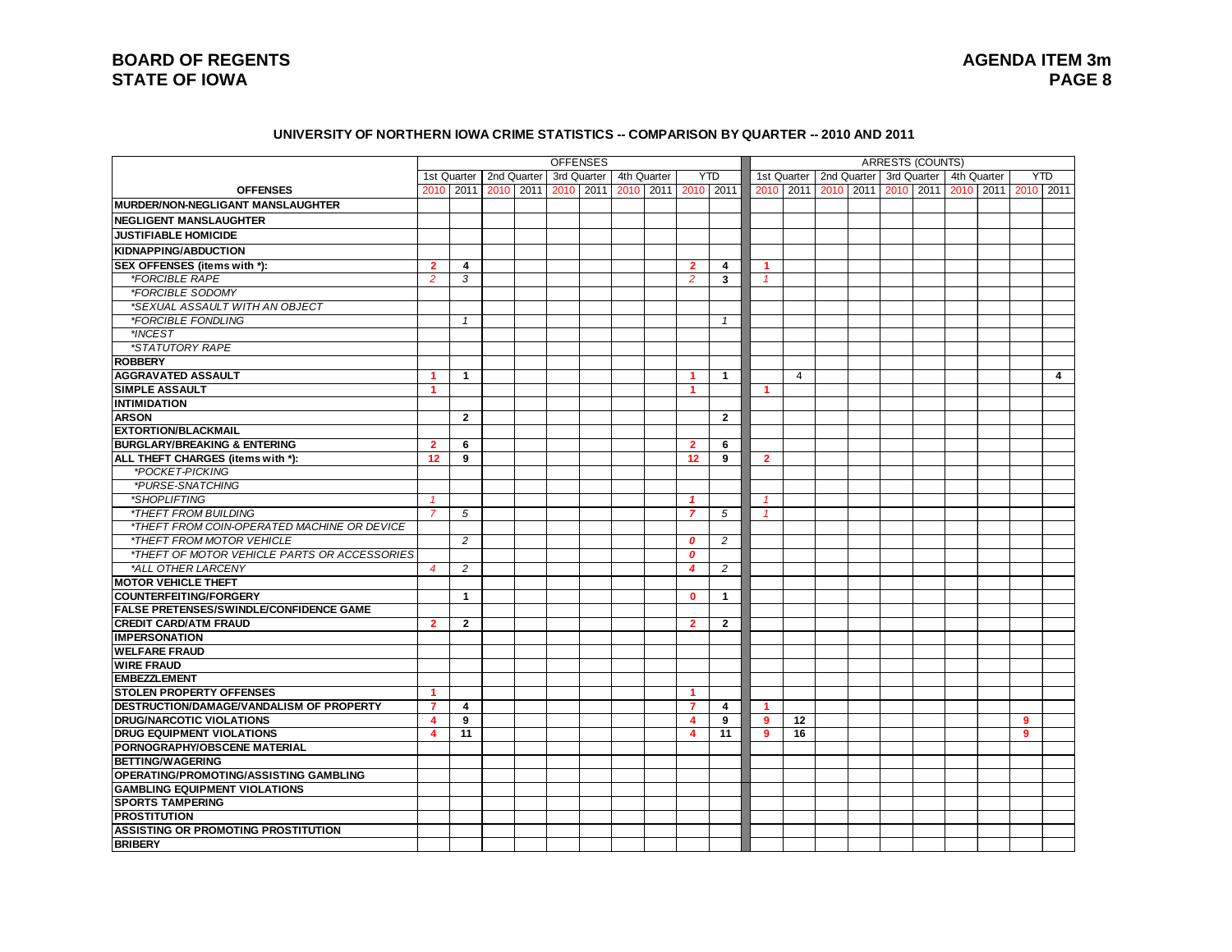**BOARD OF REGENTS**
**STATE OF IOWA**

**AGENDA ITEM 3m**

### UNIVERSITY OF NORTHERN IOWA CRIME STATISTICS -- COMPARISON BY QUARTER -- 2010 AND 2011

| | OFFENSES | | | | | | | | | | ARRESTS (COUNTS) | | | | | | | | | |
|---|---|---|---|---|---|---|---|---|---|---|---|---|---|---|---|---|---|---|---|---|
| | 1st Quarter | | 2nd Quarter | | 3rd Quarter | | 4th Quarter | | YTD | | 1st Quarter | | 2nd Quarter | | 3rd Quarter | | 4th Quarter | | YTD | |
| **OFFENSES** | 2010 | 2011 | 2010 | 2011 | 2010 | 2011 | 2010 | 2011 | 2010 | 2011 | 2010 | 2011 | 2010 | 2011 | 2010 | 2011 | 2010 | 2011 | 2010 | 2011 |
| **MURDER/NON-NEGLIGANT MANSLAUGHTER** | | | | | | | | | | | | | | | | | | | | |
| **NEGLIGENT MANSLAUGHTER** | | | | | | | | | | | | | | | | | | | | |
| **JUSTIFIABLE HOMICIDE** | | | | | | | | | | | | | | | | | | | | |
| **KIDNAPPING/ABDUCTION** | | | | | | | | | | | | | | | | | | | | |
| **SEX OFFENSES (items with *):** | 2 | 4 | | | | | | | 2 | 4 | 1 | | | | | | | | | |
| *\*FORCIBLE RAPE* | 2 | 3 | | | | | | | 2 | 3 | 1 | | | | | | | | | |
| *\*FORCIBLE SODOMY* | | | | | | | | | | | | | | | | | | | | |
| *\*SEXUAL ASSAULT WITH AN OBJECT* | | | | | | | | | | | | | | | | | | | | |
| *\*FORCIBLE FONDLING* | | 1 | | | | | | | | 1 | | | | | | | | | | |
| *\*INCEST* | | | | | | | | | | | | | | | | | | | | |
| *\*STATUTORY RAPE* | | | | | | | | | | | | | | | | | | | | |
| **ROBBERY** | | | | | | | | | | | | | | | | | | | | |
| **AGGRAVATED ASSAULT** | 1 | 1 | | | | | | | 1 | 1 | | 4 | | | | | | | | 4 |
| **SIMPLE ASSAULT** | 1 | | | | | | | | 1 | | 1 | | | | | | | | | |
| **INTIMIDATION** | | | | | | | | | | | | | | | | | | | | |
| **ARSON** | | 2 | | | | | | | | 2 | | | | | | | | | | |
| **EXTORTION/BLACKMAIL** | | | | | | | | | | | | | | | | | | | | |
| **BURGLARY/BREAKING & ENTERING** | 2 | 6 | | | | | | | 2 | 6 | | | | | | | | | | |
| **ALL THEFT CHARGES (items with *):** | 12 | 9 | | | | | | | 12 | 9 | 2 | | | | | | | | | |
| *\*POCKET-PICKING* | | | | | | | | | | | | | | | | | | | | |
| *\*PURSE-SNATCHING* | | | | | | | | | | | | | | | | | | | | |
| *\*SHOPLIFTING* | 1 | | | | | | | | 1 | | 1 | | | | | | | | | |
| *\*THEFT FROM BUILDING* | 7 | 5 | | | | | | | 7 | 5 | 1 | | | | | | | | | |
| *\*THEFT FROM COIN-OPERATED MACHINE OR DEVICE* | | | | | | | | | | | | | | | | | | | | |
| *\*THEFT FROM MOTOR VEHICLE* | | 2 | | | | | | | 0 | 2 | | | | | | | | | | |
| *\*THEFT OF MOTOR VEHICLE PARTS OR ACCESSORIES* | | | | | | | | | 0 | | | | | | | | | | | |
| *\*ALL OTHER LARCENY* | 4 | 2 | | | | | | | 4 | 2 | | | | | | | | | | |
| **MOTOR VEHICLE THEFT** | | | | | | | | | | | | | | | | | | | | |
| **COUNTERFEITING/FORGERY** | | 1 | | | | | | | 0 | 1 | | | | | | | | | | |
| **FALSE PRETENSES/SWINDLE/CONFIDENCE GAME** | | | | | | | | | | | | | | | | | | | | |
| **CREDIT CARD/ATM FRAUD** | 2 | 2 | | | | | | | 2 | 2 | | | | | | | | | | |
| **IMPERSONATION** | | | | | | | | | | | | | | | | | | | | |
| **WELFARE FRAUD** | | | | | | | | | | | | | | | | | | | | |
| **WIRE FRAUD** | | | | | | | | | | | | | | | | | | | | |
| **EMBEZZLEMENT** | | | | | | | | | | | | | | | | | | | | |
| **STOLEN PROPERTY OFFENSES** | 1 | | | | | | | | 1 | | | | | | | | | | | |
| **DESTRUCTION/DAMAGE/VANDALISM OF PROPERTY** | 7 | 4 | | | | | | | 7 | 4 | 1 | | | | | | | | | |
| **DRUG/NARCOTIC VIOLATIONS** | 4 | 9 | | | | | | | 4 | 9 | 9 | 12 | | | | | | | 9 | |
| **DRUG EQUIPMENT VIOLATIONS** | 4 | 11 | | | | | | | 4 | 11 | 9 | 16 | | | | | | | 9 | |
| **PORNOGRAPHY/OBSCENE MATERIAL** | | | | | | | | | | | | | | | | | | | | |
| **BETTING/WAGERING** | | | | | | | | | | | | | | | | | | | | |
| **OPERATING/PROMOTING/ASSISTING GAMBLING** | | | | | | | | | | | | | | | | | | | | |
| **GAMBLING EQUIPMENT VIOLATIONS** | | | | | | | | | | | | | | | | | | | | |
| **SPORTS TAMPERING** | | | | | | | | | | | | | | | | | | | | |
| **PROSTITUTION** | | | | | | | | | | | | | | | | | | | | |
| **ASSISTING OR PROMOTING PROSTITUTION** | | | | | | | | | | | | | | | | | | | | |
| **BRIBERY** | | | | | | | | | | | | | | | | | | | | |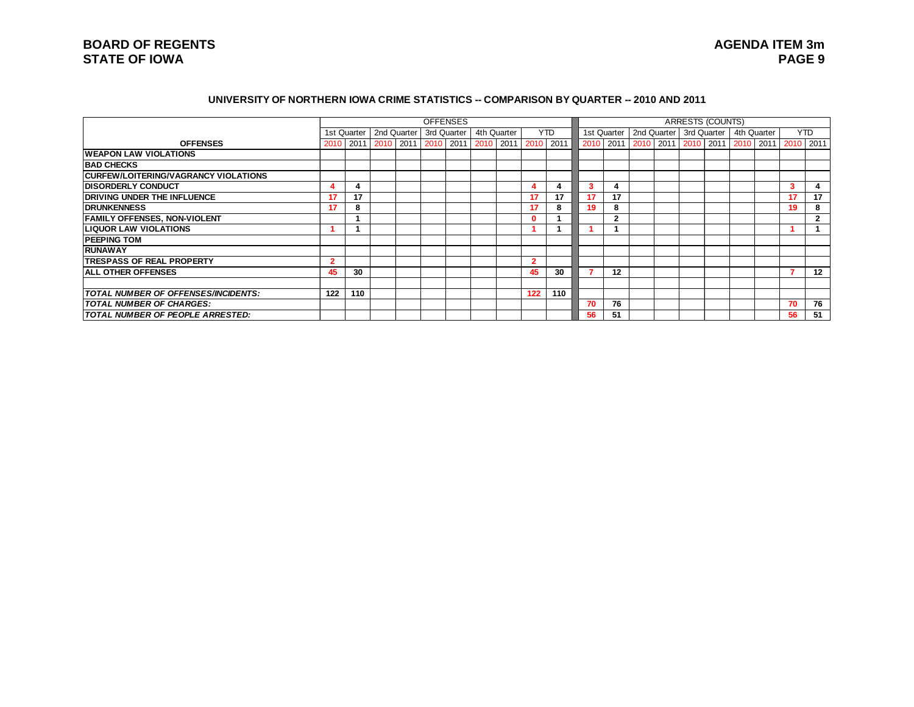## UNIVERSITY OF NORTHERN IOWA CRIME STATISTICS -- COMPARISON BY QUARTER -- 2010 AND 2011

| | OFFENSES | | | | | | | | | | ARRESTS (COUNTS) | | | | | | | | | |
|---|---|---|---|---|---|---|---|---|---|---|---|---|---|---|---|---|---|---|---|---|
| | 1st Quarter | | 2nd Quarter | | 3rd Quarter | | 4th Quarter | | YTD | | 1st Quarter | | 2nd Quarter | | 3rd Quarter | | 4th Quarter | | YTD | |
| **OFFENSES** | 2010 | 2011 | 2010 | 2011 | 2010 | 2011 | 2010 | 2011 | 2010 | 2011 | 2010 | 2011 | 2010 | 2011 | 2010 | 2011 | 2010 | 2011 | 2010 | 2011 |
| **WEAPON LAW VIOLATIONS** | | | | | | | | | | | | | | | | | | | | |
| **BAD CHECKS** | | | | | | | | | | | | | | | | | | | | |
| **CURFEW/LOITERING/VAGRANCY VIOLATIONS** | | | | | | | | | | | | | | | | | | | | |
| **DISORDERLY CONDUCT** | 4 | 4 | | | | | | | 4 | 4 | 3 | 4 | | | | | | | 3 | 4 |
| **DRIVING UNDER THE INFLUENCE** | 17 | 17 | | | | | | | 17 | 17 | 17 | 17 | | | | | | | 17 | 17 |
| **DRUNKENNESS** | 17 | 8 | | | | | | | 17 | 8 | 19 | 8 | | | | | | | 19 | 8 |
| **FAMILY OFFENSES, NON-VIOLENT** | | 1 | | | | | | | 0 | 1 | | 2 | | | | | | | | 2 |
| **LIQUOR LAW VIOLATIONS** | 1 | 1 | | | | | | | 1 | 1 | 1 | 1 | | | | | | | 1 | 1 |
| **PEEPING TOM** | | | | | | | | | | | | | | | | | | | | |
| **RUNAWAY** | | | | | | | | | | | | | | | | | | | | |
| **TRESPASS OF REAL PROPERTY** | 2 | | | | | | | | 2 | | | | | | | | | | | |
| **ALL OTHER OFFENSES** | 45 | 30 | | | | | | | 45 | 30 | 7 | 12 | | | | | | | 7 | 12 |
| | | | | | | | | | | | | | | | | | | | | |
| ***TOTAL NUMBER OF OFFENSES/INCIDENTS:*** | 122 | 110 | | | | | | | 122 | 110 | | | | | | | | | | |
| ***TOTAL NUMBER OF CHARGES:*** | | | | | | | | | | | 70 | 76 | | | | | | | 70 | 76 |
| ***TOTAL NUMBER OF PEOPLE ARRESTED:*** | | | | | | | | | | | 56 | 51 | | | | | | | 56 | 51 |